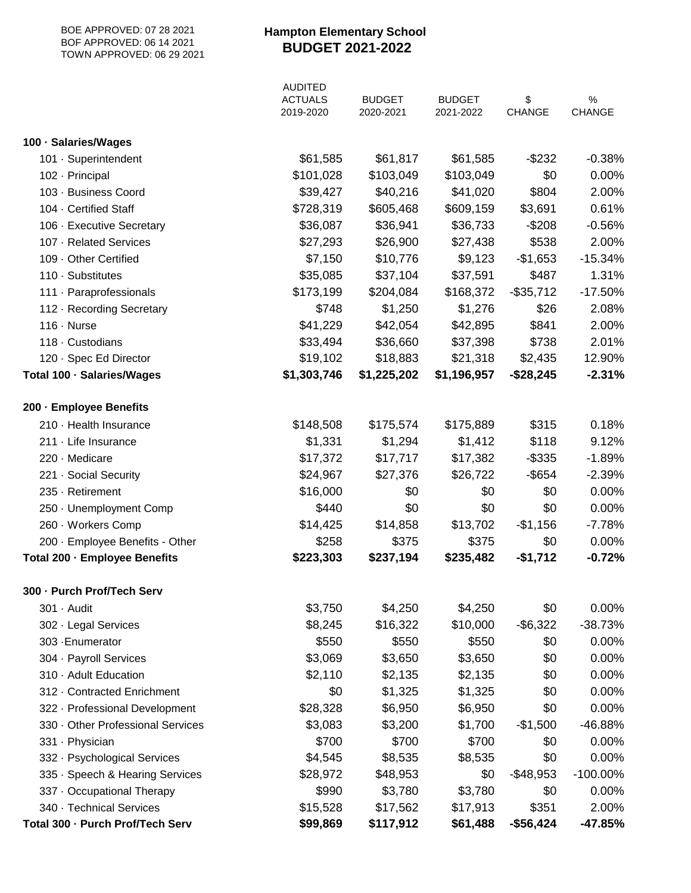BOE APPROVED: 07 28 2021
BOF APPROVED: 06 14 2021
TOWN APPROVED: 06 29 2021

# Hampton Elementary School
## BUDGET 2021-2022

| | AUDITED ACTUALS 2019-2020 | BUDGET 2020-2021 | BUDGET 2021-2022 | $ CHANGE | % CHANGE |
|---|---|---|---|---|---|
| **100 · Salaries/Wages** | | | | | |
| 101 · Superintendent | $61,585 | $61,817 | $61,585 | -$232 | -0.38% |
| 102 · Principal | $101,028 | $103,049 | $103,049 | $0 | 0.00% |
| 103 · Business Coord | $39,427 | $40,216 | $41,020 | $804 | 2.00% |
| 104 · Certified Staff | $728,319 | $605,468 | $609,159 | $3,691 | 0.61% |
| 106 · Executive Secretary | $36,087 | $36,941 | $36,733 | -$208 | -0.56% |
| 107 · Related Services | $27,293 | $26,900 | $27,438 | $538 | 2.00% |
| 109 · Other Certified | $7,150 | $10,776 | $9,123 | -$1,653 | -15.34% |
| 110 · Substitutes | $35,085 | $37,104 | $37,591 | $487 | 1.31% |
| 111 · Paraprofessionals | $173,199 | $204,084 | $168,372 | -$35,712 | -17.50% |
| 112 · Recording Secretary | $748 | $1,250 | $1,276 | $26 | 2.08% |
| 116 · Nurse | $41,229 | $42,054 | $42,895 | $841 | 2.00% |
| 118 · Custodians | $33,494 | $36,660 | $37,398 | $738 | 2.01% |
| 120 · Spec Ed Director | $19,102 | $18,883 | $21,318 | $2,435 | 12.90% |
| **Total 100 · Salaries/Wages** | **$1,303,746** | **$1,225,202** | **$1,196,957** | **-$28,245** | **-2.31%** |
| **200 · Employee Benefits** | | | | | |
| 210 · Health Insurance | $148,508 | $175,574 | $175,889 | $315 | 0.18% |
| 211 · Life Insurance | $1,331 | $1,294 | $1,412 | $118 | 9.12% |
| 220 · Medicare | $17,372 | $17,717 | $17,382 | -$335 | -1.89% |
| 221 · Social Security | $24,967 | $27,376 | $26,722 | -$654 | -2.39% |
| 235 · Retirement | $16,000 | $0 | $0 | $0 | 0.00% |
| 250 · Unemployment Comp | $440 | $0 | $0 | $0 | 0.00% |
| 260 · Workers Comp | $14,425 | $14,858 | $13,702 | -$1,156 | -7.78% |
| 200 · Employee Benefits - Other | $258 | $375 | $375 | $0 | 0.00% |
| **Total 200 · Employee Benefits** | **$223,303** | **$237,194** | **$235,482** | **-$1,712** | **-0.72%** |
| **300 · Purch Prof/Tech Serv** | | | | | |
| 301 · Audit | $3,750 | $4,250 | $4,250 | $0 | 0.00% |
| 302 · Legal Services | $8,245 | $16,322 | $10,000 | -$6,322 | -38.73% |
| 303 ·Enumerator | $550 | $550 | $550 | $0 | 0.00% |
| 304 · Payroll Services | $3,069 | $3,650 | $3,650 | $0 | 0.00% |
| 310 · Adult Education | $2,110 | $2,135 | $2,135 | $0 | 0.00% |
| 312 · Contracted Enrichment | $0 | $1,325 | $1,325 | $0 | 0.00% |
| 322 · Professional Development | $28,328 | $6,950 | $6,950 | $0 | 0.00% |
| 330 · Other Professional Services | $3,083 | $3,200 | $1,700 | -$1,500 | -46.88% |
| 331 · Physician | $700 | $700 | $700 | $0 | 0.00% |
| 332 · Psychological Services | $4,545 | $8,535 | $8,535 | $0 | 0.00% |
| 335 · Speech & Hearing Services | $28,972 | $48,953 | $0 | -$48,953 | -100.00% |
| 337 · Occupational Therapy | $990 | $3,780 | $3,780 | $0 | 0.00% |
| 340 · Technical Services | $15,528 | $17,562 | $17,913 | $351 | 2.00% |
| **Total 300 · Purch Prof/Tech Serv** | **$99,869** | **$117,912** | **$61,488** | **-$56,424** | **-47.85%** |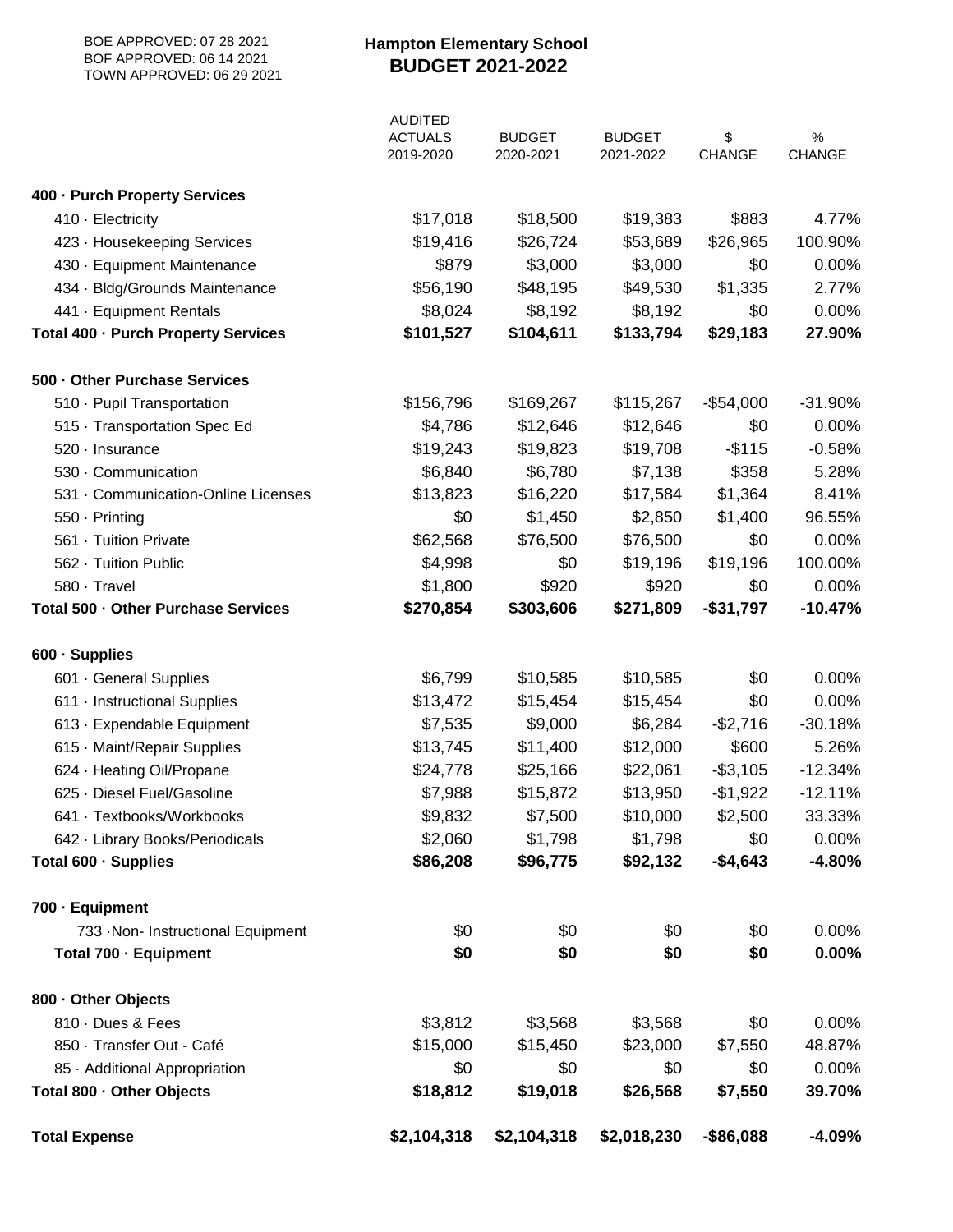BOE APPROVED: 07 28 2021
BOF APPROVED: 06 14 2021
TOWN APPROVED: 06 29 2021

# Hampton Elementary School
## BUDGET 2021-2022

| | AUDITED ACTUALS 2019-2020 | BUDGET 2020-2021 | BUDGET 2021-2022 | $ CHANGE | % CHANGE |
|---|---|---|---|---|---|
| **400 · Purch Property Services** | | | | | |
| 410 · Electricity | $17,018 | $18,500 | $19,383 | $883 | 4.77% |
| 423 · Housekeeping Services | $19,416 | $26,724 | $53,689 | $26,965 | 100.90% |
| 430 · Equipment Maintenance | $879 | $3,000 | $3,000 | $0 | 0.00% |
| 434 · Bldg/Grounds Maintenance | $56,190 | $48,195 | $49,530 | $1,335 | 2.77% |
| 441 · Equipment Rentals | $8,024 | $8,192 | $8,192 | $0 | 0.00% |
| **Total 400 · Purch Property Services** | **$101,527** | **$104,611** | **$133,794** | **$29,183** | **27.90%** |
| **500 · Other Purchase Services** | | | | | |
| 510 · Pupil Transportation | $156,796 | $169,267 | $115,267 | -$54,000 | -31.90% |
| 515 · Transportation Spec Ed | $4,786 | $12,646 | $12,646 | $0 | 0.00% |
| 520 · Insurance | $19,243 | $19,823 | $19,708 | -$115 | -0.58% |
| 530 · Communication | $6,840 | $6,780 | $7,138 | $358 | 5.28% |
| 531 · Communication-Online Licenses | $13,823 | $16,220 | $17,584 | $1,364 | 8.41% |
| 550 · Printing | $0 | $1,450 | $2,850 | $1,400 | 96.55% |
| 561 · Tuition Private | $62,568 | $76,500 | $76,500 | $0 | 0.00% |
| 562 · Tuition Public | $4,998 | $0 | $19,196 | $19,196 | 100.00% |
| 580 · Travel | $1,800 | $920 | $920 | $0 | 0.00% |
| **Total 500 · Other Purchase Services** | **$270,854** | **$303,606** | **$271,809** | **-$31,797** | **-10.47%** |
| **600 · Supplies** | | | | | |
| 601 · General Supplies | $6,799 | $10,585 | $10,585 | $0 | 0.00% |
| 611 · Instructional Supplies | $13,472 | $15,454 | $15,454 | $0 | 0.00% |
| 613 · Expendable Equipment | $7,535 | $9,000 | $6,284 | -$2,716 | -30.18% |
| 615 · Maint/Repair Supplies | $13,745 | $11,400 | $12,000 | $600 | 5.26% |
| 624 · Heating Oil/Propane | $24,778 | $25,166 | $22,061 | -$3,105 | -12.34% |
| 625 · Diesel Fuel/Gasoline | $7,988 | $15,872 | $13,950 | -$1,922 | -12.11% |
| 641 · Textbooks/Workbooks | $9,832 | $7,500 | $10,000 | $2,500 | 33.33% |
| 642 · Library Books/Periodicals | $2,060 | $1,798 | $1,798 | $0 | 0.00% |
| **Total 600 · Supplies** | **$86,208** | **$96,775** | **$92,132** | **-$4,643** | **-4.80%** |
| **700 · Equipment** | | | | | |
| 733 ·Non- Instructional Equipment | $0 | $0 | $0 | $0 | 0.00% |
| **Total 700 · Equipment** | **$0** | **$0** | **$0** | **$0** | **0.00%** |
| **800 · Other Objects** | | | | | |
| 810 · Dues & Fees | $3,812 | $3,568 | $3,568 | $0 | 0.00% |
| 850 · Transfer Out - Café | $15,000 | $15,450 | $23,000 | $7,550 | 48.87% |
| 85 · Additional Appropriation | $0 | $0 | $0 | $0 | 0.00% |
| **Total 800 · Other Objects** | **$18,812** | **$19,018** | **$26,568** | **$7,550** | **39.70%** |
| **Total Expense** | **$2,104,318** | **$2,104,318** | **$2,018,230** | **-$86,088** | **-4.09%** |